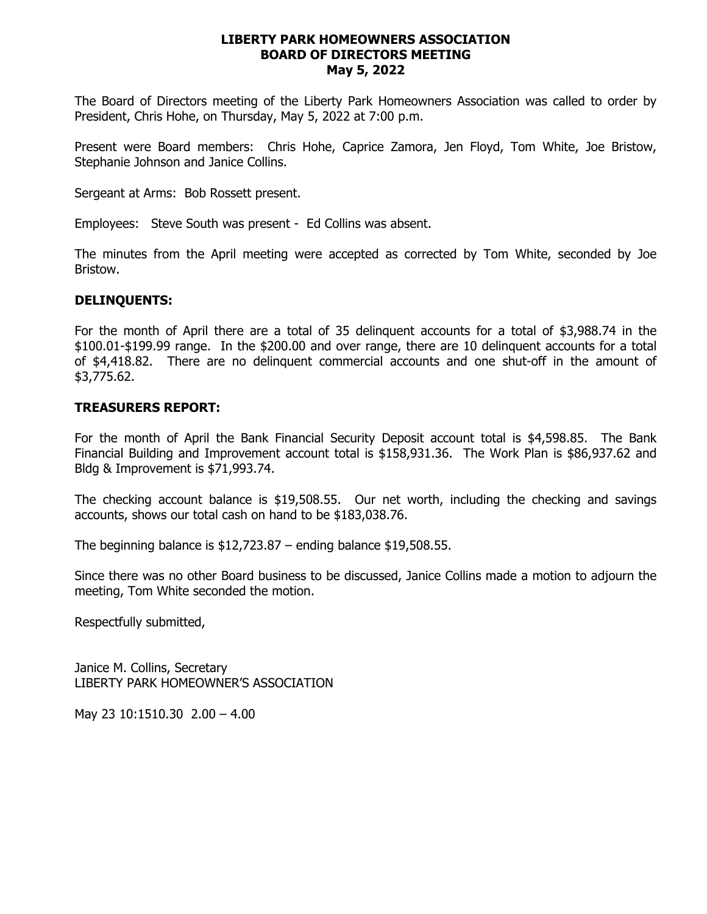# LIBERTY PARK HOMEOWNERS ASSOCIATION
## BOARD OF DIRECTORS MEETING
## May 5, 2022

The Board of Directors meeting of the Liberty Park Homeowners Association was called to order by President, Chris Hohe, on Thursday, May 5, 2022 at 7:00 p.m.

Present were Board members: Chris Hohe, Caprice Zamora, Jen Floyd, Tom White, Joe Bristow, Stephanie Johnson and Janice Collins.

Sergeant at Arms: Bob Rossett present.

Employees: Steve South was present - Ed Collins was absent.

The minutes from the April meeting were accepted as corrected by Tom White, seconded by Joe Bristow.

**DELINQUENTS:**

For the month of April there are a total of 35 delinquent accounts for a total of $3,988.74 in the $100.01-$199.99 range. In the $200.00 and over range, there are 10 delinquent accounts for a total of $4,418.82. There are no delinquent commercial accounts and one shut-off in the amount of $3,775.62.

**TREASURERS REPORT:**

For the month of April the Bank Financial Security Deposit account total is $4,598.85. The Bank Financial Building and Improvement account total is $158,931.36. The Work Plan is $86,937.62 and Bldg & Improvement is $71,993.74.

The checking account balance is $19,508.55. Our net worth, including the checking and savings accounts, shows our total cash on hand to be $183,038.76.

The beginning balance is $12,723.87 – ending balance $19,508.55.

Since there was no other Board business to be discussed, Janice Collins made a motion to adjourn the meeting, Tom White seconded the motion.

Respectfully submitted,

Janice M. Collins, Secretary
LIBERTY PARK HOMEOWNER'S ASSOCIATION

May 23 10:1510.30 2.00 – 4.00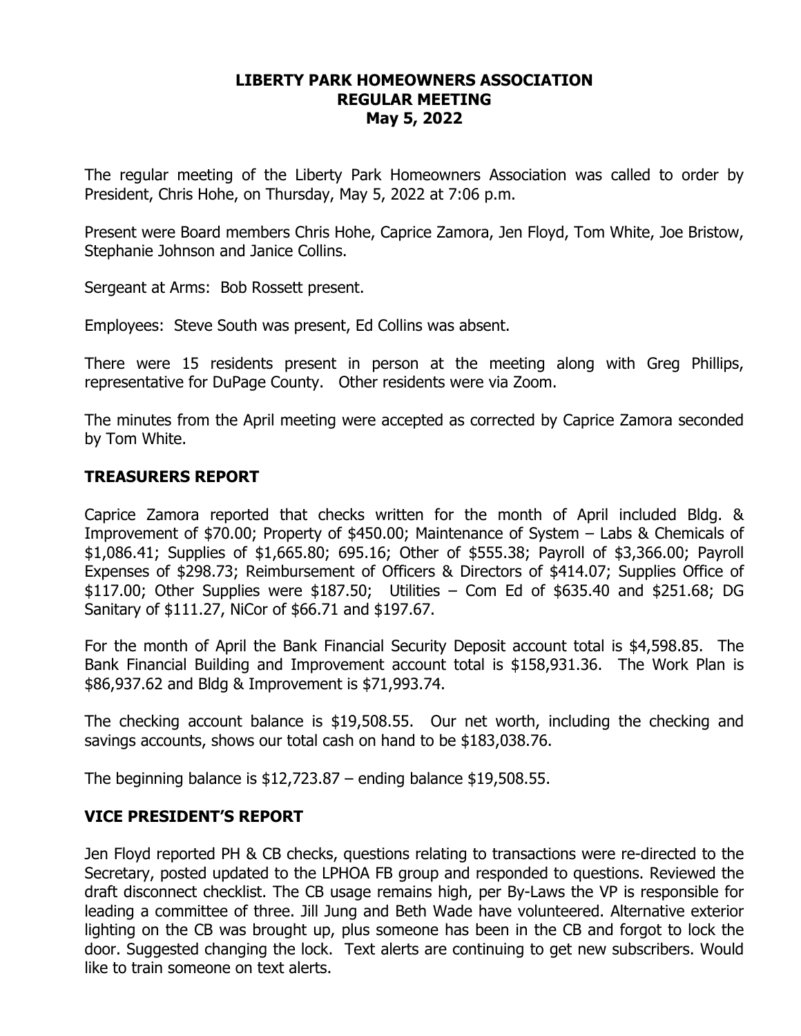## LIBERTY PARK HOMEOWNERS ASSOCIATION
## REGULAR MEETING
## May 5, 2022

The regular meeting of the Liberty Park Homeowners Association was called to order by President, Chris Hohe, on Thursday, May 5, 2022 at 7:06 p.m.

Present were Board members Chris Hohe, Caprice Zamora, Jen Floyd, Tom White, Joe Bristow, Stephanie Johnson and Janice Collins.

Sergeant at Arms: Bob Rossett present.

Employees: Steve South was present, Ed Collins was absent.

There were 15 residents present in person at the meeting along with Greg Phillips, representative for DuPage County. Other residents were via Zoom.

The minutes from the April meeting were accepted as corrected by Caprice Zamora seconded by Tom White.

### TREASURERS REPORT

Caprice Zamora reported that checks written for the month of April included Bldg. & Improvement of $70.00; Property of $450.00; Maintenance of System – Labs & Chemicals of $1,086.41; Supplies of $1,665.80; 695.16; Other of $555.38; Payroll of $3,366.00; Payroll Expenses of $298.73; Reimbursement of Officers & Directors of $414.07; Supplies Office of $117.00; Other Supplies were $187.50; Utilities – Com Ed of $635.40 and $251.68; DG Sanitary of $111.27, NiCor of $66.71 and $197.67.

For the month of April the Bank Financial Security Deposit account total is $4,598.85. The Bank Financial Building and Improvement account total is $158,931.36. The Work Plan is $86,937.62 and Bldg & Improvement is $71,993.74.

The checking account balance is $19,508.55. Our net worth, including the checking and savings accounts, shows our total cash on hand to be $183,038.76.

The beginning balance is $12,723.87 – ending balance $19,508.55.

### VICE PRESIDENT'S REPORT

Jen Floyd reported PH & CB checks, questions relating to transactions were re-directed to the Secretary, posted updated to the LPHOA FB group and responded to questions. Reviewed the draft disconnect checklist. The CB usage remains high, per By-Laws the VP is responsible for leading a committee of three. Jill Jung and Beth Wade have volunteered. Alternative exterior lighting on the CB was brought up, plus someone has been in the CB and forgot to lock the door. Suggested changing the lock. Text alerts are continuing to get new subscribers. Would like to train someone on text alerts.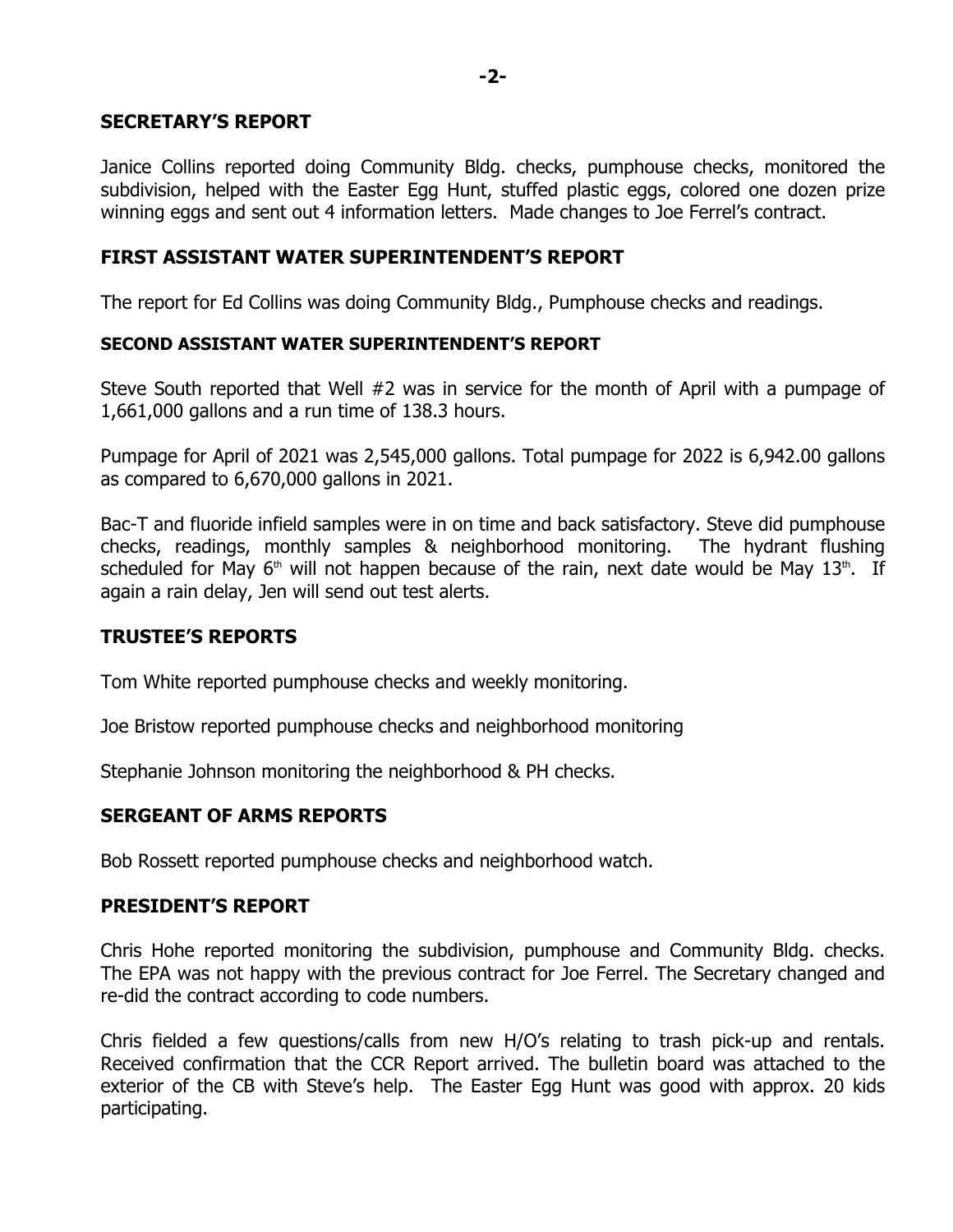## SECRETARY'S REPORT

Janice Collins reported doing Community Bldg. checks, pumphouse checks, monitored the subdivision, helped with the Easter Egg Hunt, stuffed plastic eggs, colored one dozen prize winning eggs and sent out 4 information letters. Made changes to Joe Ferrel's contract.

## FIRST ASSISTANT WATER SUPERINTENDENT'S REPORT

The report for Ed Collins was doing Community Bldg., Pumphouse checks and readings.

### SECOND ASSISTANT WATER SUPERINTENDENT'S REPORT

Steve South reported that Well #2 was in service for the month of April with a pumpage of 1,661,000 gallons and a run time of 138.3 hours.

Pumpage for April of 2021 was 2,545,000 gallons. Total pumpage for 2022 is 6,942.00 gallons as compared to 6,670,000 gallons in 2021.

Bac-T and fluoride infield samples were in on time and back satisfactory. Steve did pumphouse checks, readings, monthly samples & neighborhood monitoring. The hydrant flushing scheduled for May 6th will not happen because of the rain, next date would be May 13th. If again a rain delay, Jen will send out test alerts.

## TRUSTEE'S REPORTS

Tom White reported pumphouse checks and weekly monitoring.

Joe Bristow reported pumphouse checks and neighborhood monitoring

Stephanie Johnson monitoring the neighborhood & PH checks.

## SERGEANT OF ARMS REPORTS

Bob Rossett reported pumphouse checks and neighborhood watch.

## PRESIDENT'S REPORT

Chris Hohe reported monitoring the subdivision, pumphouse and Community Bldg. checks. The EPA was not happy with the previous contract for Joe Ferrel. The Secretary changed and re-did the contract according to code numbers.

Chris fielded a few questions/calls from new H/O's relating to trash pick-up and rentals. Received confirmation that the CCR Report arrived. The bulletin board was attached to the exterior of the CB with Steve's help. The Easter Egg Hunt was good with approx. 20 kids participating.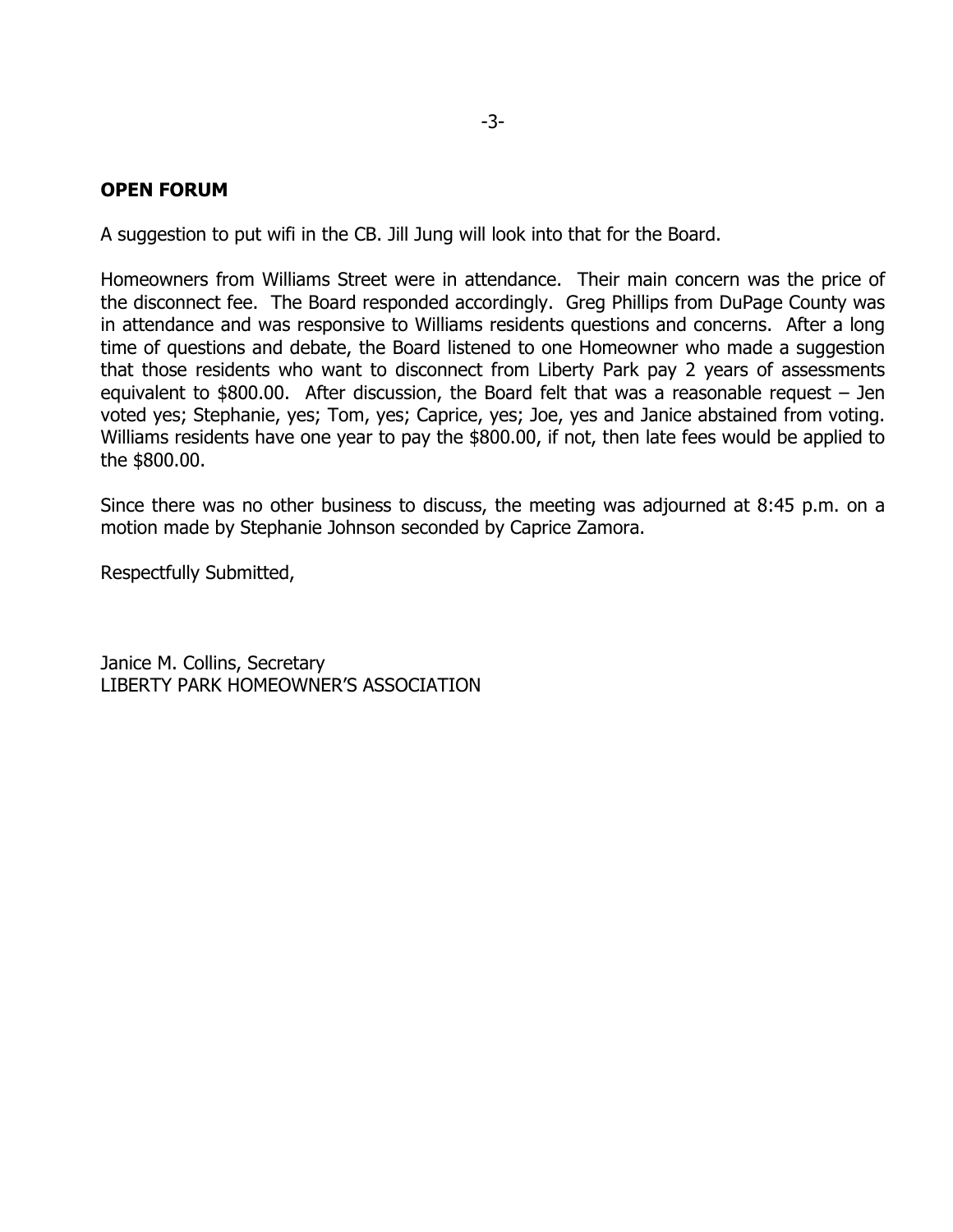**OPEN FORUM**

A suggestion to put wifi in the CB. Jill Jung will look into that for the Board.

Homeowners from Williams Street were in attendance. Their main concern was the price of the disconnect fee. The Board responded accordingly. Greg Phillips from DuPage County was in attendance and was responsive to Williams residents questions and concerns. After a long time of questions and debate, the Board listened to one Homeowner who made a suggestion that those residents who want to disconnect from Liberty Park pay 2 years of assessments equivalent to $800.00. After discussion, the Board felt that was a reasonable request – Jen voted yes; Stephanie, yes; Tom, yes; Caprice, yes; Joe, yes and Janice abstained from voting. Williams residents have one year to pay the $800.00, if not, then late fees would be applied to the $800.00.

Since there was no other business to discuss, the meeting was adjourned at 8:45 p.m. on a motion made by Stephanie Johnson seconded by Caprice Zamora.

Respectfully Submitted,

Janice M. Collins, Secretary
LIBERTY PARK HOMEOWNER'S ASSOCIATION